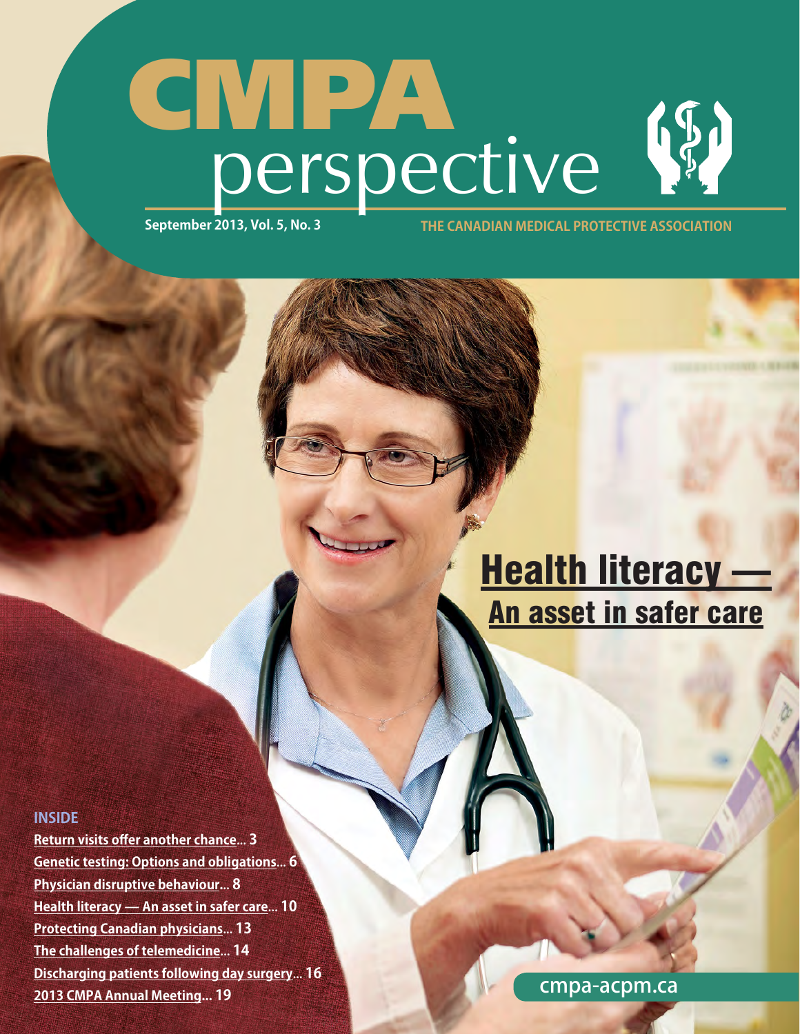# CMPA perspective

September 2013, Vol. 5, No. 3

THE CANADIAN MEDICAL PROTECTIVE ASSOCIATION

## Health literacy — An asset in safer care

**INSIDE**

- Return visits offer another chance... 3
- Genetic testing: Options and obligations... 6
- Physician disruptive behaviour... 8
- Health literacy — An asset in safer care... 10
- Protecting Canadian physicians... 13
- The challenges of telemedicine... 14
- Discharging patients following day surgery... 16
- 2013 CMPA Annual Meeting... 19

cmpa-acpm.ca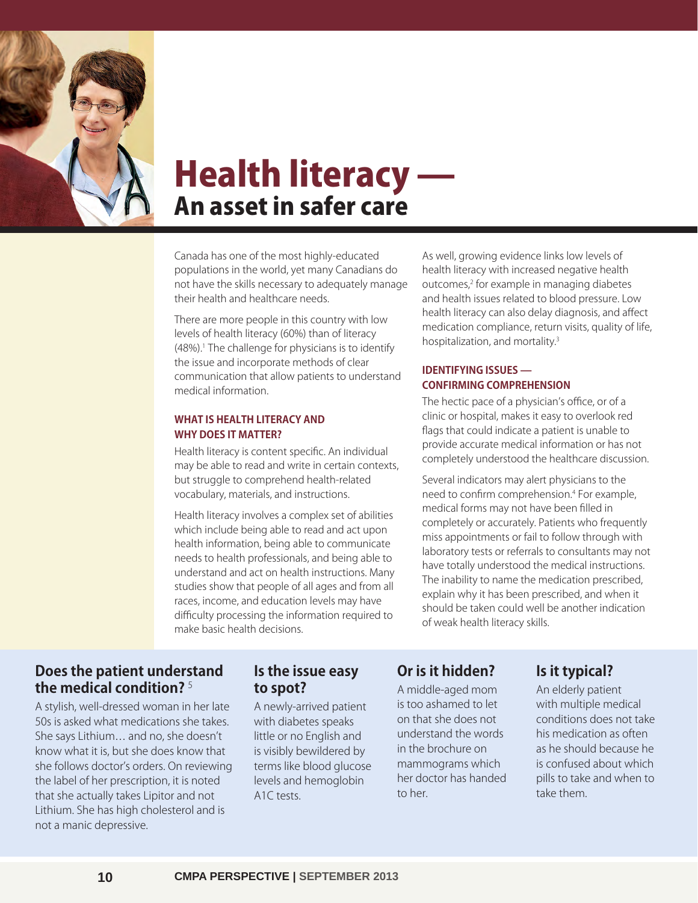# Health literacy — An asset in safer care

Canada has one of the most highly-educated populations in the world, yet many Canadians do not have the skills necessary to adequately manage their health and healthcare needs.

There are more people in this country with low levels of health literacy (60%) than of literacy (48%).[1] The challenge for physicians is to identify the issue and incorporate methods of clear communication that allow patients to understand medical information.

### WHAT IS HEALTH LITERACY AND WHY DOES IT MATTER?

Health literacy is content specific. An individual may be able to read and write in certain contexts, but struggle to comprehend health-related vocabulary, materials, and instructions.

Health literacy involves a complex set of abilities which include being able to read and act upon health information, being able to communicate needs to health professionals, and being able to understand and act on health instructions. Many studies show that people of all ages and from all races, income, and education levels may have difficulty processing the information required to make basic health decisions.

As well, growing evidence links low levels of health literacy with increased negative health outcomes,[2] for example in managing diabetes and health issues related to blood pressure. Low health literacy can also delay diagnosis, and affect medication compliance, return visits, quality of life, hospitalization, and mortality.[3]

### IDENTIFYING ISSUES — CONFIRMING COMPREHENSION

The hectic pace of a physician's office, or of a clinic or hospital, makes it easy to overlook red flags that could indicate a patient is unable to provide accurate medical information or has not completely understood the healthcare discussion.

Several indicators may alert physicians to the need to confirm comprehension.[4] For example, medical forms may not have been filled in completely or accurately. Patients who frequently miss appointments or fail to follow through with laboratory tests or referrals to consultants may not have totally understood the medical instructions. The inability to name the medication prescribed, explain why it has been prescribed, and when it should be taken could well be another indication of weak health literacy skills.

### Does the patient understand the medical condition? [5]

A stylish, well-dressed woman in her late 50s is asked what medications she takes. She says Lithium… and no, she doesn't know what it is, but she does know that she follows doctor's orders. On reviewing the label of her prescription, it is noted that she actually takes Lipitor and not Lithium. She has high cholesterol and is not a manic depressive.

### Is the issue easy to spot?

A newly-arrived patient with diabetes speaks little or no English and is visibly bewildered by terms like blood glucose levels and hemoglobin A1C tests.

### Or is it hidden?

A middle-aged mom is too ashamed to let on that she does not understand the words in the brochure on mammograms which her doctor has handed to her.

### Is it typical?

An elderly patient with multiple medical conditions does not take his medication as often as he should because he is confused about which pills to take and when to take them.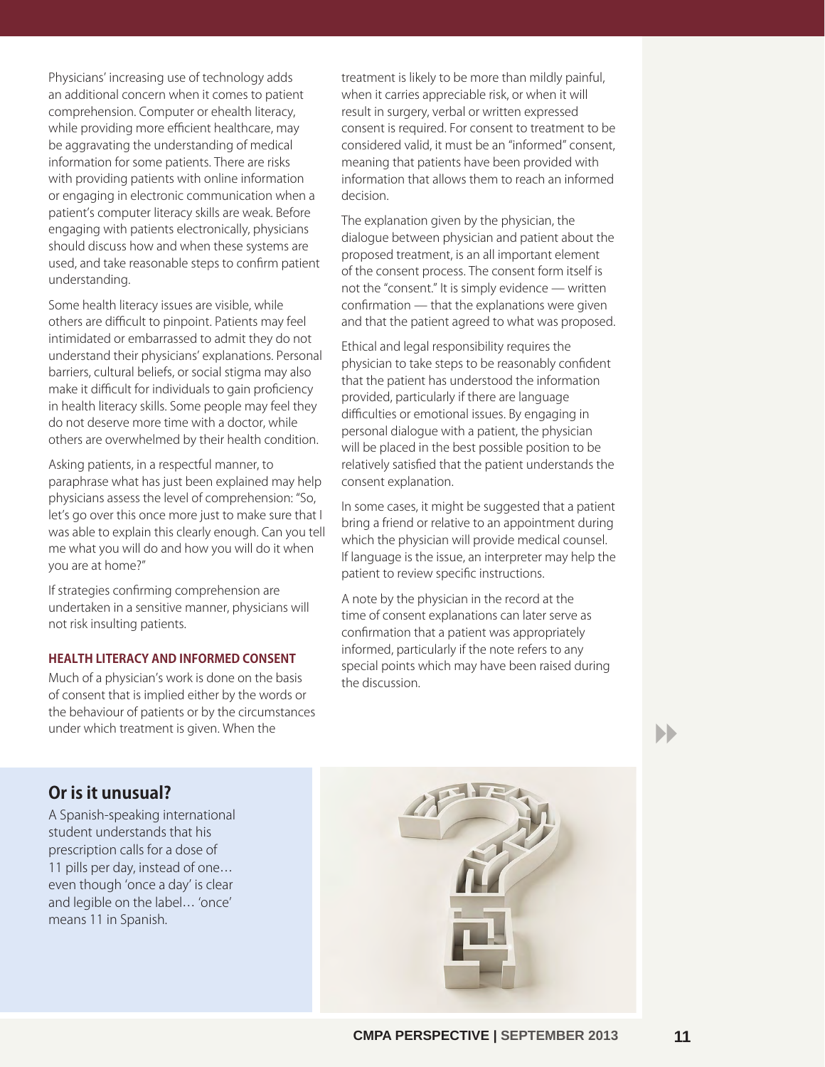Physicians' increasing use of technology adds an additional concern when it comes to patient comprehension. Computer or ehealth literacy, while providing more efficient healthcare, may be aggravating the understanding of medical information for some patients. There are risks with providing patients with online information or engaging in electronic communication when a patient's computer literacy skills are weak. Before engaging with patients electronically, physicians should discuss how and when these systems are used, and take reasonable steps to confirm patient understanding.

Some health literacy issues are visible, while others are difficult to pinpoint. Patients may feel intimidated or embarrassed to admit they do not understand their physicians' explanations. Personal barriers, cultural beliefs, or social stigma may also make it difficult for individuals to gain proficiency in health literacy skills. Some people may feel they do not deserve more time with a doctor, while others are overwhelmed by their health condition.

Asking patients, in a respectful manner, to paraphrase what has just been explained may help physicians assess the level of comprehension: "So, let's go over this once more just to make sure that I was able to explain this clearly enough. Can you tell me what you will do and how you will do it when you are at home?"

If strategies confirming comprehension are undertaken in a sensitive manner, physicians will not risk insulting patients.

### HEALTH LITERACY AND INFORMED CONSENT

Much of a physician's work is done on the basis of consent that is implied either by the words or the behaviour of patients or by the circumstances under which treatment is given. When the treatment is likely to be more than mildly painful, when it carries appreciable risk, or when it will result in surgery, verbal or written expressed consent is required. For consent to treatment to be considered valid, it must be an "informed" consent, meaning that patients have been provided with information that allows them to reach an informed decision.

The explanation given by the physician, the dialogue between physician and patient about the proposed treatment, is an all important element of the consent process. The consent form itself is not the "consent." It is simply evidence — written confirmation — that the explanations were given and that the patient agreed to what was proposed.

Ethical and legal responsibility requires the physician to take steps to be reasonably confident that the patient has understood the information provided, particularly if there are language difficulties or emotional issues. By engaging in personal dialogue with a patient, the physician will be placed in the best possible position to be relatively satisfied that the patient understands the consent explanation.

In some cases, it might be suggested that a patient bring a friend or relative to an appointment during which the physician will provide medical counsel. If language is the issue, an interpreter may help the patient to review specific instructions.

A note by the physician in the record at the time of consent explanations can later serve as confirmation that a patient was appropriately informed, particularly if the note refers to any special points which may have been raised during the discussion.

## Or is it unusual?

A Spanish-speaking international student understands that his prescription calls for a dose of 11 pills per day, instead of one… even though 'once a day' is clear and legible on the label… 'once' means 11 in Spanish.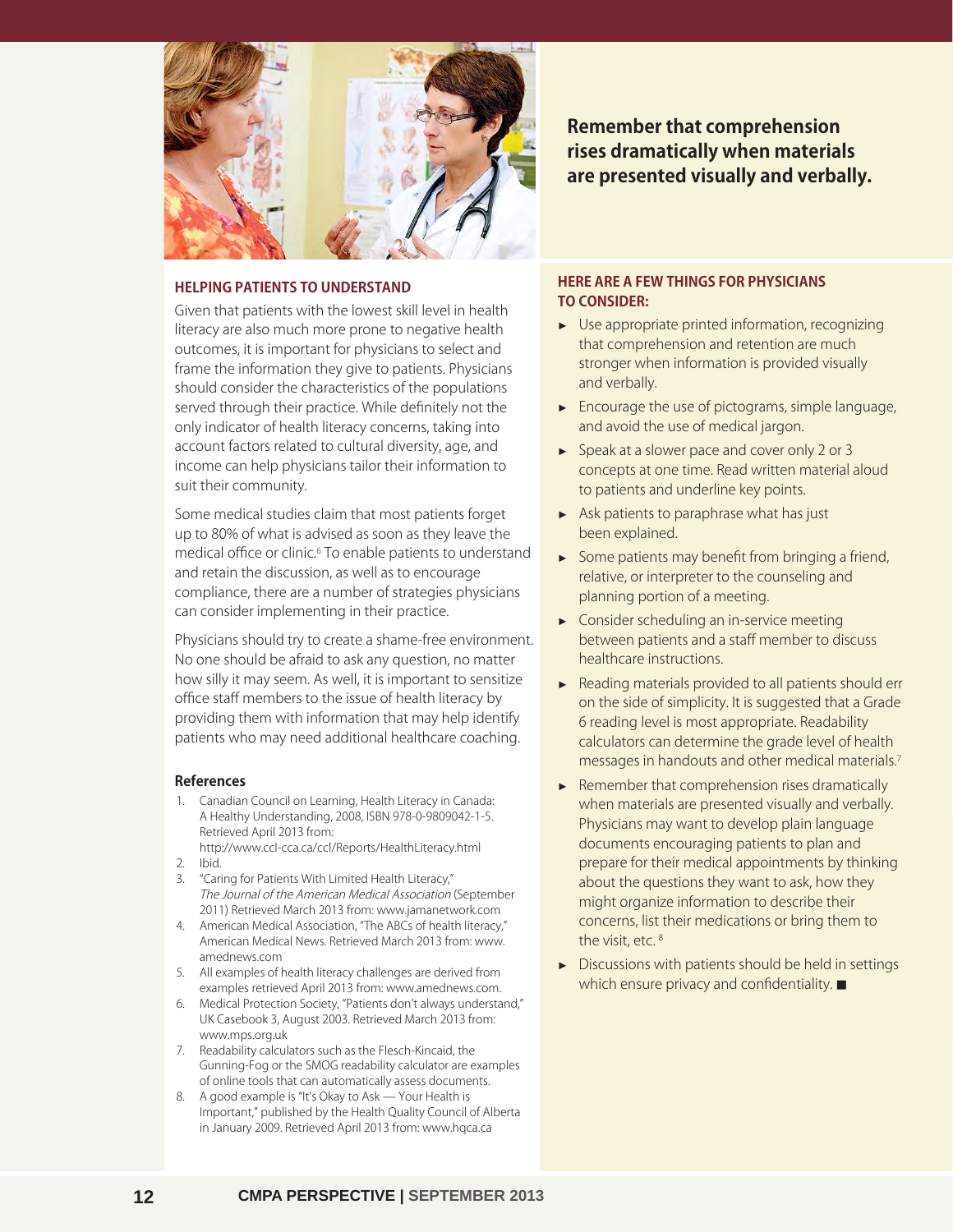**Remember that comprehension rises dramatically when materials are presented visually and verbally.**

## HELPING PATIENTS TO UNDERSTAND

Given that patients with the lowest skill level in health literacy are also much more prone to negative health outcomes, it is important for physicians to select and frame the information they give to patients. Physicians should consider the characteristics of the populations served through their practice. While definitely not the only indicator of health literacy concerns, taking into account factors related to cultural diversity, age, and income can help physicians tailor their information to suit their community.

Some medical studies claim that most patients forget up to 80% of what is advised as soon as they leave the medical office or clinic.[6] To enable patients to understand and retain the discussion, as well as to encourage compliance, there are a number of strategies physicians can consider implementing in their practice.

Physicians should try to create a shame-free environment. No one should be afraid to ask any question, no matter how silly it may seem. As well, it is important to sensitize office staff members to the issue of health literacy by providing them with information that may help identify patients who may need additional healthcare coaching.

## HERE ARE A FEW THINGS FOR PHYSICIANS TO CONSIDER:

- Use appropriate printed information, recognizing that comprehension and retention are much stronger when information is provided visually and verbally.
- Encourage the use of pictograms, simple language, and avoid the use of medical jargon.
- Speak at a slower pace and cover only 2 or 3 concepts at one time. Read written material aloud to patients and underline key points.
- Ask patients to paraphrase what has just been explained.
- Some patients may benefit from bringing a friend, relative, or interpreter to the counseling and planning portion of a meeting.
- Consider scheduling an in-service meeting between patients and a staff member to discuss healthcare instructions.
- Reading materials provided to all patients should err on the side of simplicity. It is suggested that a Grade 6 reading level is most appropriate. Readability calculators can determine the grade level of health messages in handouts and other medical materials.[7]
- Remember that comprehension rises dramatically when materials are presented visually and verbally. Physicians may want to develop plain language documents encouraging patients to plan and prepare for their medical appointments by thinking about the questions they want to ask, how they might organize information to describe their concerns, list their medications or bring them to the visit, etc.[8]
- Discussions with patients should be held in settings which ensure privacy and confidentiality. ■

### References

1. Canadian Council on Learning, Health Literacy in Canada: A Healthy Understanding, 2008, ISBN 978-0-9809042-1-5. Retrieved April 2013 from: http://www.ccl-cca.ca/ccl/Reports/HealthLiteracy.html
2. Ibid.
3. "Caring for Patients With Limited Health Literacy," *The Journal of the American Medical Association* (September 2011) Retrieved March 2013 from: www.jamanetwork.com
4. American Medical Association, "The ABCs of health literacy," American Medical News. Retrieved March 2013 from: www.amednews.com
5. All examples of health literacy challenges are derived from examples retrieved April 2013 from: www.amednews.com.
6. Medical Protection Society, "Patients don't always understand," UK Casebook 3, August 2003. Retrieved March 2013 from: www.mps.org.uk
7. Readability calculators such as the Flesch-Kincaid, the Gunning-Fog or the SMOG readability calculator are examples of online tools that can automatically assess documents.
8. A good example is "It's Okay to Ask — Your Health is Important," published by the Health Quality Council of Alberta in January 2009. Retrieved April 2013 from: www.hqca.ca